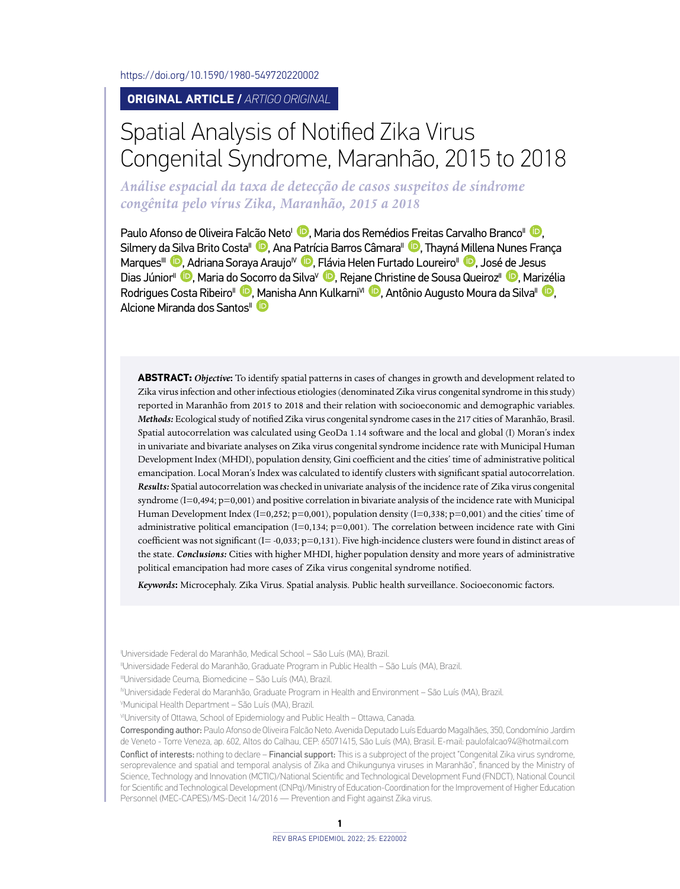https://doi.org/10.1590/1980-549720220002

**ORIGINAL ARTICLE /** *ARTIGO ORIGINAL*

# Spatial Analysis of Notified Zika Virus Congenital Syndrome, Maranhão, 2015 to 2018

## *Análise espacial da taxa de detecção de casos suspeitos de síndrome congênita pelo vírus Zika, Maranhão, 2015 a 2018*

Paulo Afonso de Oliveira Falcão Neto[I], Maria dos Remédios Freitas Carvalho Branco[II], Silmery da Silva Brito Costa[II], Ana Patrícia Barros Câmara[II], Thayná Millena Nunes França Marques[III], Adriana Soraya Araujo[IV], Flávia Helen Furtado Loureiro[II], José de Jesus Dias Júnior[II], Maria do Socorro da Silva[V], Rejane Christine de Sousa Queiroz[II], Marizélia Rodrigues Costa Ribeiro[II], Manisha Ann Kulkarni[VI], Antônio Augusto Moura da Silva[II], Alcione Miranda dos Santos[II]

**ABSTRACT:** ***Objective*:** To identify spatial patterns in cases of changes in growth and development related to Zika virus infection and other infectious etiologies (denominated Zika virus congenital syndrome in this study) reported in Maranhão from 2015 to 2018 and their relation with socioeconomic and demographic variables. ***Methods:*** Ecological study of notified Zika virus congenital syndrome cases in the 217 cities of Maranhão, Brasil. Spatial autocorrelation was calculated using GeoDa 1.14 software and the local and global (I) Moran's index in univariate and bivariate analyses on Zika virus congenital syndrome incidence rate with Municipal Human Development Index (MHDI), population density, Gini coefficient and the cities' time of administrative political emancipation. Local Moran's Index was calculated to identify clusters with significant spatial autocorrelation. ***Results:*** Spatial autocorrelation was checked in univariate analysis of the incidence rate of Zika virus congenital syndrome (I=0,494; p=0,001) and positive correlation in bivariate analysis of the incidence rate with Municipal Human Development Index (I=0,252; p=0,001), population density (I=0,338; p=0,001) and the cities' time of administrative political emancipation (I=0,134; p=0,001). The correlation between incidence rate with Gini coefficient was not significant (I= -0,033; p=0,131). Five high-incidence clusters were found in distinct areas of the state. ***Conclusions:*** Cities with higher MHDI, higher population density and more years of administrative political emancipation had more cases of Zika virus congenital syndrome notified.

***Keywords*:** Microcephaly. Zika Virus. Spatial analysis. Public health surveillance. Socioeconomic factors.

[I]Universidade Federal do Maranhão, Medical School – São Luís (MA), Brazil.

[II]Universidade Federal do Maranhão, Graduate Program in Public Health – São Luís (MA), Brazil.

[III]Universidade Ceuma, Biomedicine – São Luís (MA), Brazil.

[IV]Universidade Federal do Maranhão, Graduate Program in Health and Environment – São Luís (MA), Brazil.

[V]Municipal Health Department – São Luís (MA), Brazil.

[VI]University of Ottawa, School of Epidemiology and Public Health – Ottawa, Canada.

Corresponding author: Paulo Afonso de Oliveira Falcão Neto. Avenida Deputado Luís Eduardo Magalhães, 350, Condomínio Jardim de Veneto - Torre Veneza, ap. 602, Altos do Calhau, CEP: 65071415, São Luís (MA), Brasil. E-mail: paulofalcao94@hotmail.com

Conflict of interests: nothing to declare – Financial support: This is a subproject of the project "Congenital Zika virus syndrome, seroprevalence and spatial and temporal analysis of Zika and Chikungunya viruses in Maranhão", financed by the Ministry of Science, Technology and Innovation (MCTIC)/National Scientific and Technological Development Fund (FNDCT), National Council for Scientific and Technological Development (CNPq)/Ministry of Education-Coordination for the Improvement of Higher Education Personnel (MEC-CAPES)/MS-Decit 14/2016 — Prevention and Fight against Zika virus.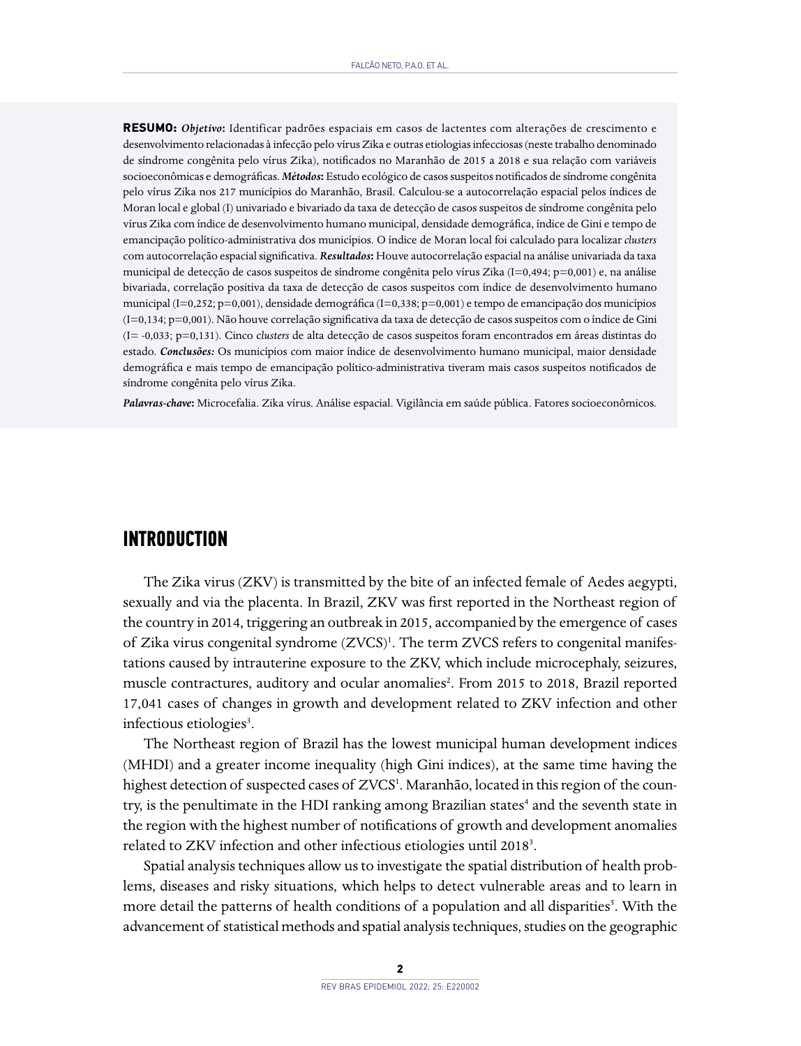**RESUMO:** ***Objetivo*:** Identificar padrões espaciais em casos de lactentes com alterações de crescimento e desenvolvimento relacionadas à infecção pelo vírus Zika e outras etiologias infecciosas (neste trabalho denominado de síndrome congênita pelo vírus Zika), notificados no Maranhão de 2015 a 2018 e sua relação com variáveis socioeconômicas e demográficas. ***Métodos*:** Estudo ecológico de casos suspeitos notificados de síndrome congênita pelo vírus Zika nos 217 municípios do Maranhão, Brasil. Calculou-se a autocorrelação espacial pelos índices de Moran local e global (I) univariado e bivariado da taxa de detecção de casos suspeitos de síndrome congênita pelo vírus Zika com índice de desenvolvimento humano municipal, densidade demográfica, índice de Gini e tempo de emancipação político-administrativa dos municípios. O índice de Moran local foi calculado para localizar *clusters* com autocorrelação espacial significativa. ***Resultados*:** Houve autocorrelação espacial na análise univariada da taxa municipal de detecção de casos suspeitos de síndrome congênita pelo vírus Zika (I=0,494; p=0,001) e, na análise bivariada, correlação positiva da taxa de detecção de casos suspeitos com índice de desenvolvimento humano municipal (I=0,252; p=0,001), densidade demográfica (I=0,338; p=0,001) e tempo de emancipação dos municípios (I=0,134; p=0,001). Não houve correlação significativa da taxa de detecção de casos suspeitos com o índice de Gini (I= -0,033; p=0,131). Cinco *clusters* de alta detecção de casos suspeitos foram encontrados em áreas distintas do estado. ***Conclusões*:** Os municípios com maior índice de desenvolvimento humano municipal, maior densidade demográfica e mais tempo de emancipação político-administrativa tiveram mais casos suspeitos notificados de síndrome congênita pelo vírus Zika.

***Palavras-chave*:** Microcefalia. Zika vírus. Análise espacial. Vigilância em saúde pública. Fatores socioeconômicos.

# INTRODUCTION

The Zika virus (ZKV) is transmitted by the bite of an infected female of Aedes aegypti, sexually and via the placenta. In Brazil, ZKV was first reported in the Northeast region of the country in 2014, triggering an outbreak in 2015, accompanied by the emergence of cases of Zika virus congenital syndrome (ZVCS)[1]. The term ZVCS refers to congenital manifestations caused by intrauterine exposure to the ZKV, which include microcephaly, seizures, muscle contractures, auditory and ocular anomalies[2]. From 2015 to 2018, Brazil reported 17,041 cases of changes in growth and development related to ZKV infection and other infectious etiologies[3].

The Northeast region of Brazil has the lowest municipal human development indices (MHDI) and a greater income inequality (high Gini indices), at the same time having the highest detection of suspected cases of ZVCS[1]. Maranhão, located in this region of the country, is the penultimate in the HDI ranking among Brazilian states[4] and the seventh state in the region with the highest number of notifications of growth and development anomalies related to ZKV infection and other infectious etiologies until 2018[3].

Spatial analysis techniques allow us to investigate the spatial distribution of health problems, diseases and risky situations, which helps to detect vulnerable areas and to learn in more detail the patterns of health conditions of a population and all disparities[5]. With the advancement of statistical methods and spatial analysis techniques, studies on the geographic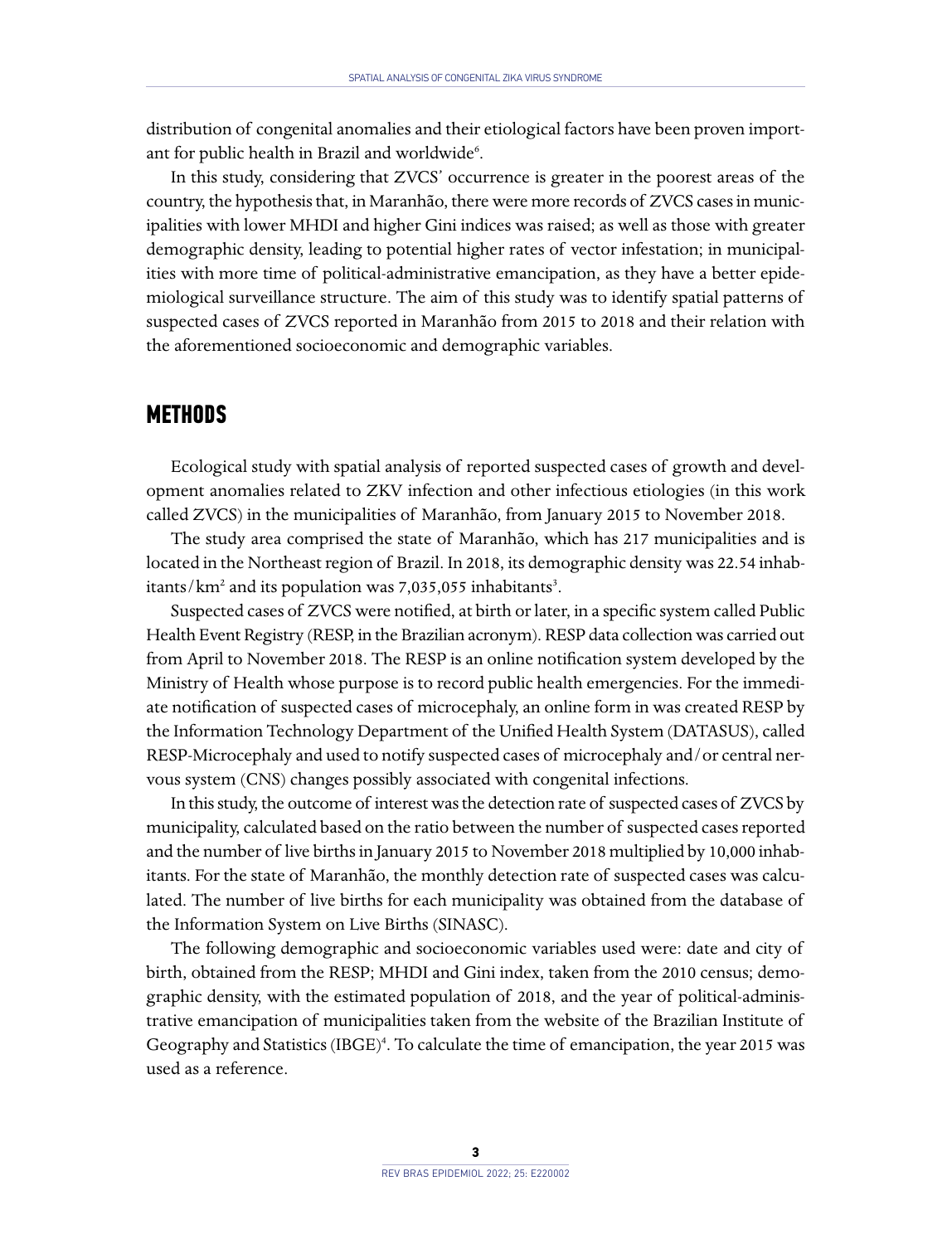distribution of congenital anomalies and their etiological factors have been proven important for public health in Brazil and worldwide[6].

In this study, considering that ZVCS' occurrence is greater in the poorest areas of the country, the hypothesis that, in Maranhão, there were more records of ZVCS cases in municipalities with lower MHDI and higher Gini indices was raised; as well as those with greater demographic density, leading to potential higher rates of vector infestation; in municipalities with more time of political-administrative emancipation, as they have a better epidemiological surveillance structure. The aim of this study was to identify spatial patterns of suspected cases of ZVCS reported in Maranhão from 2015 to 2018 and their relation with the aforementioned socioeconomic and demographic variables.

## METHODS

Ecological study with spatial analysis of reported suspected cases of growth and development anomalies related to ZKV infection and other infectious etiologies (in this work called ZVCS) in the municipalities of Maranhão, from January 2015 to November 2018.

The study area comprised the state of Maranhão, which has 217 municipalities and is located in the Northeast region of Brazil. In 2018, its demographic density was 22.54 inhabitants/km$^2$ and its population was 7,035,055 inhabitants[3].

Suspected cases of ZVCS were notified, at birth or later, in a specific system called Public Health Event Registry (RESP, in the Brazilian acronym). RESP data collection was carried out from April to November 2018. The RESP is an online notification system developed by the Ministry of Health whose purpose is to record public health emergencies. For the immediate notification of suspected cases of microcephaly, an online form in was created RESP by the Information Technology Department of the Unified Health System (DATASUS), called RESP-Microcephaly and used to notify suspected cases of microcephaly and/or central nervous system (CNS) changes possibly associated with congenital infections.

In this study, the outcome of interest was the detection rate of suspected cases of ZVCS by municipality, calculated based on the ratio between the number of suspected cases reported and the number of live births in January 2015 to November 2018 multiplied by 10,000 inhabitants. For the state of Maranhão, the monthly detection rate of suspected cases was calculated. The number of live births for each municipality was obtained from the database of the Information System on Live Births (SINASC).

The following demographic and socioeconomic variables used were: date and city of birth, obtained from the RESP; MHDI and Gini index, taken from the 2010 census; demographic density, with the estimated population of 2018, and the year of political-administrative emancipation of municipalities taken from the website of the Brazilian Institute of Geography and Statistics (IBGE)[4]. To calculate the time of emancipation, the year 2015 was used as a reference.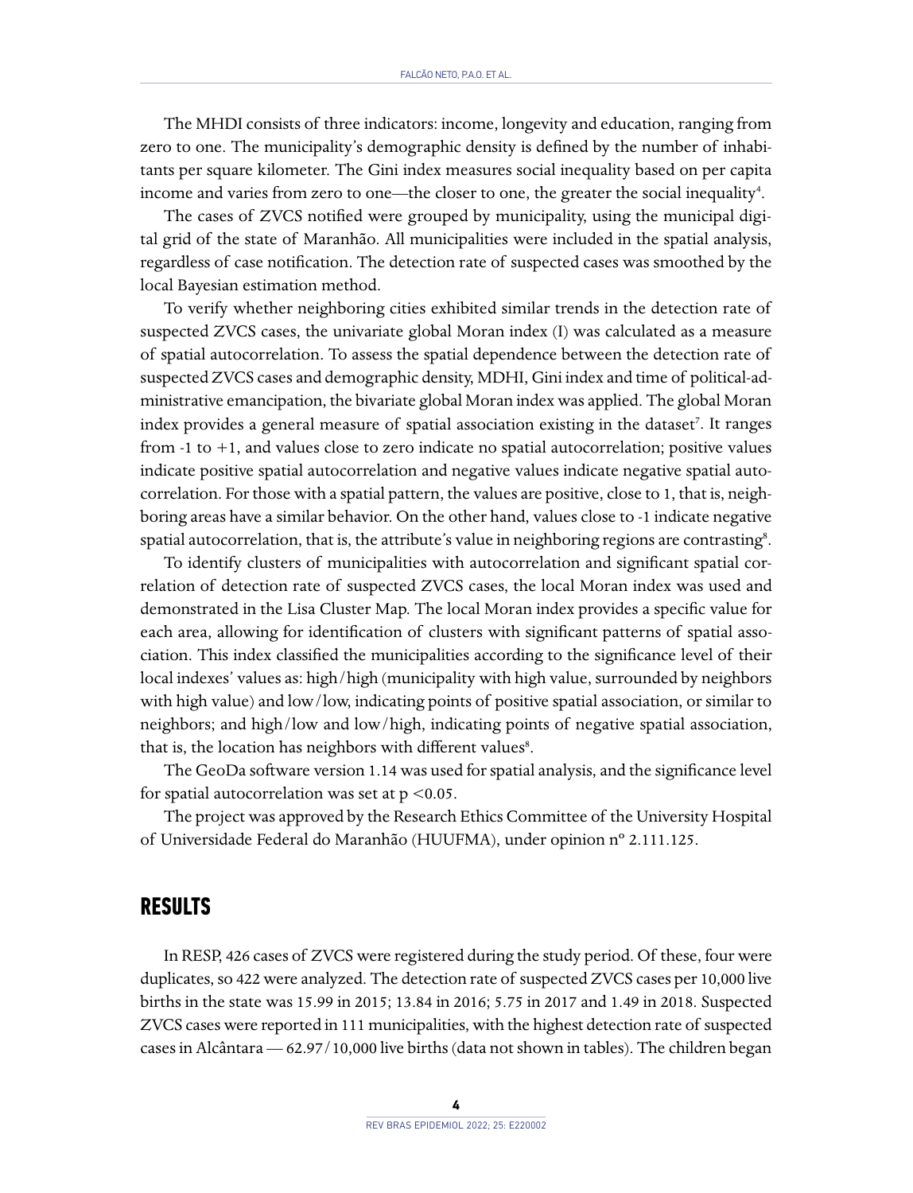The MHDI consists of three indicators: income, longevity and education, ranging from zero to one. The municipality's demographic density is defined by the number of inhabitants per square kilometer. The Gini index measures social inequality based on per capita income and varies from zero to one—the closer to one, the greater the social inequality[4].

The cases of ZVCS notified were grouped by municipality, using the municipal digital grid of the state of Maranhão. All municipalities were included in the spatial analysis, regardless of case notification. The detection rate of suspected cases was smoothed by the local Bayesian estimation method.

To verify whether neighboring cities exhibited similar trends in the detection rate of suspected ZVCS cases, the univariate global Moran index (I) was calculated as a measure of spatial autocorrelation. To assess the spatial dependence between the detection rate of suspected ZVCS cases and demographic density, MDHI, Gini index and time of political-administrative emancipation, the bivariate global Moran index was applied. The global Moran index provides a general measure of spatial association existing in the dataset[7]. It ranges from -1 to +1, and values close to zero indicate no spatial autocorrelation; positive values indicate positive spatial autocorrelation and negative values indicate negative spatial autocorrelation. For those with a spatial pattern, the values are positive, close to 1, that is, neighboring areas have a similar behavior. On the other hand, values close to -1 indicate negative spatial autocorrelation, that is, the attribute's value in neighboring regions are contrasting[8].

To identify clusters of municipalities with autocorrelation and significant spatial correlation of detection rate of suspected ZVCS cases, the local Moran index was used and demonstrated in the Lisa Cluster Map. The local Moran index provides a specific value for each area, allowing for identification of clusters with significant patterns of spatial association. This index classified the municipalities according to the significance level of their local indexes' values as: high/high (municipality with high value, surrounded by neighbors with high value) and low/low, indicating points of positive spatial association, or similar to neighbors; and high/low and low/high, indicating points of negative spatial association, that is, the location has neighbors with different values[8].

The GeoDa software version 1.14 was used for spatial analysis, and the significance level for spatial autocorrelation was set at $p < 0.05$.

The project was approved by the Research Ethics Committee of the University Hospital of Universidade Federal do Maranhão (HUUFMA), under opinion nº 2.111.125.

## RESULTS

In RESP, 426 cases of ZVCS were registered during the study period. Of these, four were duplicates, so 422 were analyzed. The detection rate of suspected ZVCS cases per 10,000 live births in the state was 15.99 in 2015; 13.84 in 2016; 5.75 in 2017 and 1.49 in 2018. Suspected ZVCS cases were reported in 111 municipalities, with the highest detection rate of suspected cases in Alcântara — 62.97/10,000 live births (data not shown in tables). The children began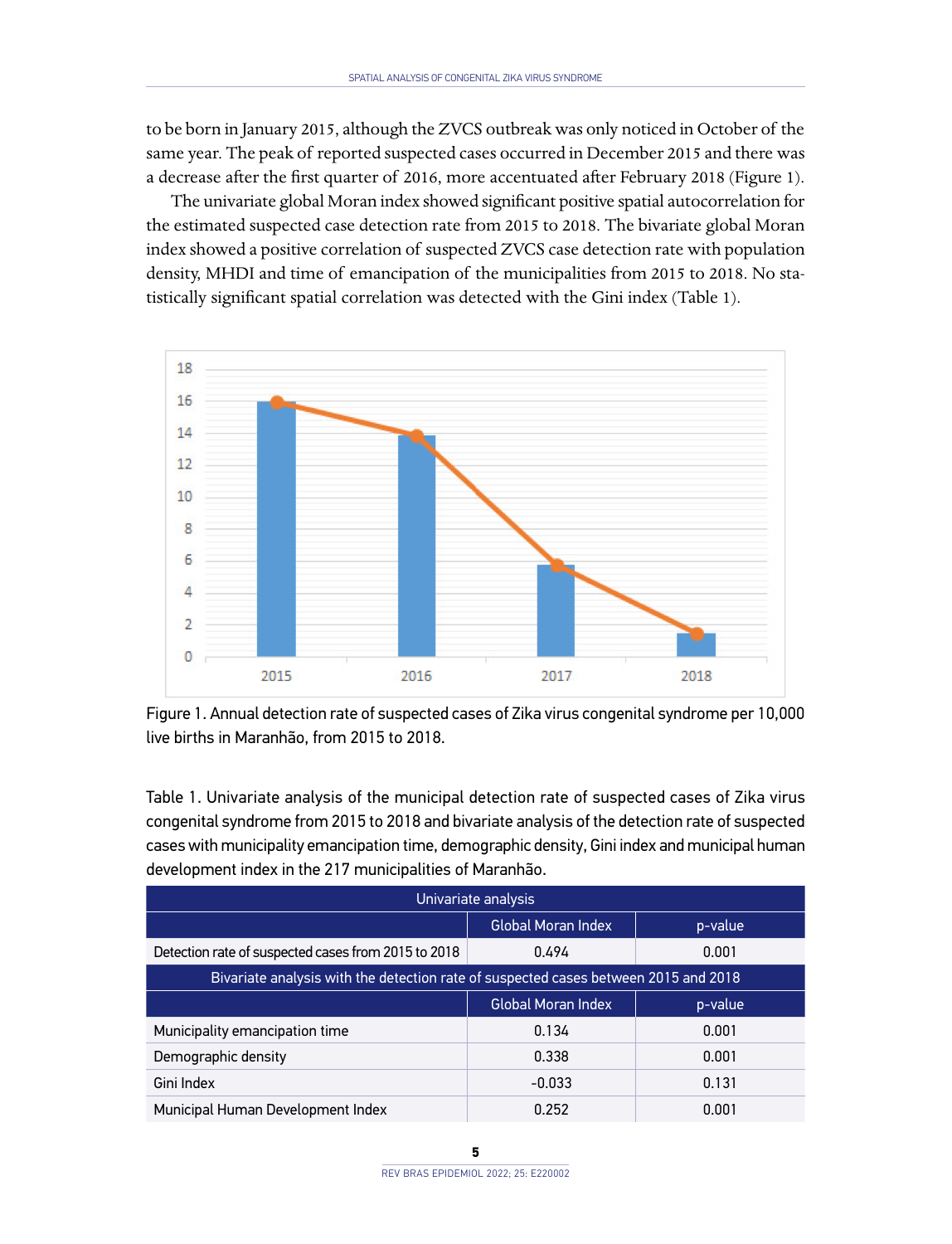to be born in January 2015, although the ZVCS outbreak was only noticed in October of the same year. The peak of reported suspected cases occurred in December 2015 and there was a decrease after the first quarter of 2016, more accentuated after February 2018 (Figure 1).

The univariate global Moran index showed significant positive spatial autocorrelation for the estimated suspected case detection rate from 2015 to 2018. The bivariate global Moran index showed a positive correlation of suspected ZVCS case detection rate with population density, MHDI and time of emancipation of the municipalities from 2015 to 2018. No statistically significant spatial correlation was detected with the Gini index (Table 1).

18
16
14
12
10
8
6
4
2
0
2015
2016
2017
2018

Figure 1. Annual detection rate of suspected cases of Zika virus congenital syndrome per 10,000 live births in Maranhão, from 2015 to 2018.

Table 1. Univariate analysis of the municipal detection rate of suspected cases of Zika virus congenital syndrome from 2015 to 2018 and bivariate analysis of the detection rate of suspected cases with municipality emancipation time, demographic density, Gini index and municipal human development index in the 217 municipalities of Maranhão.

| Univariate analysis | | |
|---|---|---|
| | Global Moran Index | p-value |
| Detection rate of suspected cases from 2015 to 2018 | 0.494 | 0.001 |
| Bivariate analysis with the detection rate of suspected cases between 2015 and 2018 | | |
| | Global Moran Index | p-value |
| Municipality emancipation time | 0.134 | 0.001 |
| Demographic density | 0.338 | 0.001 |
| Gini Index | -0.033 | 0.131 |
| Municipal Human Development Index | 0.252 | 0.001 |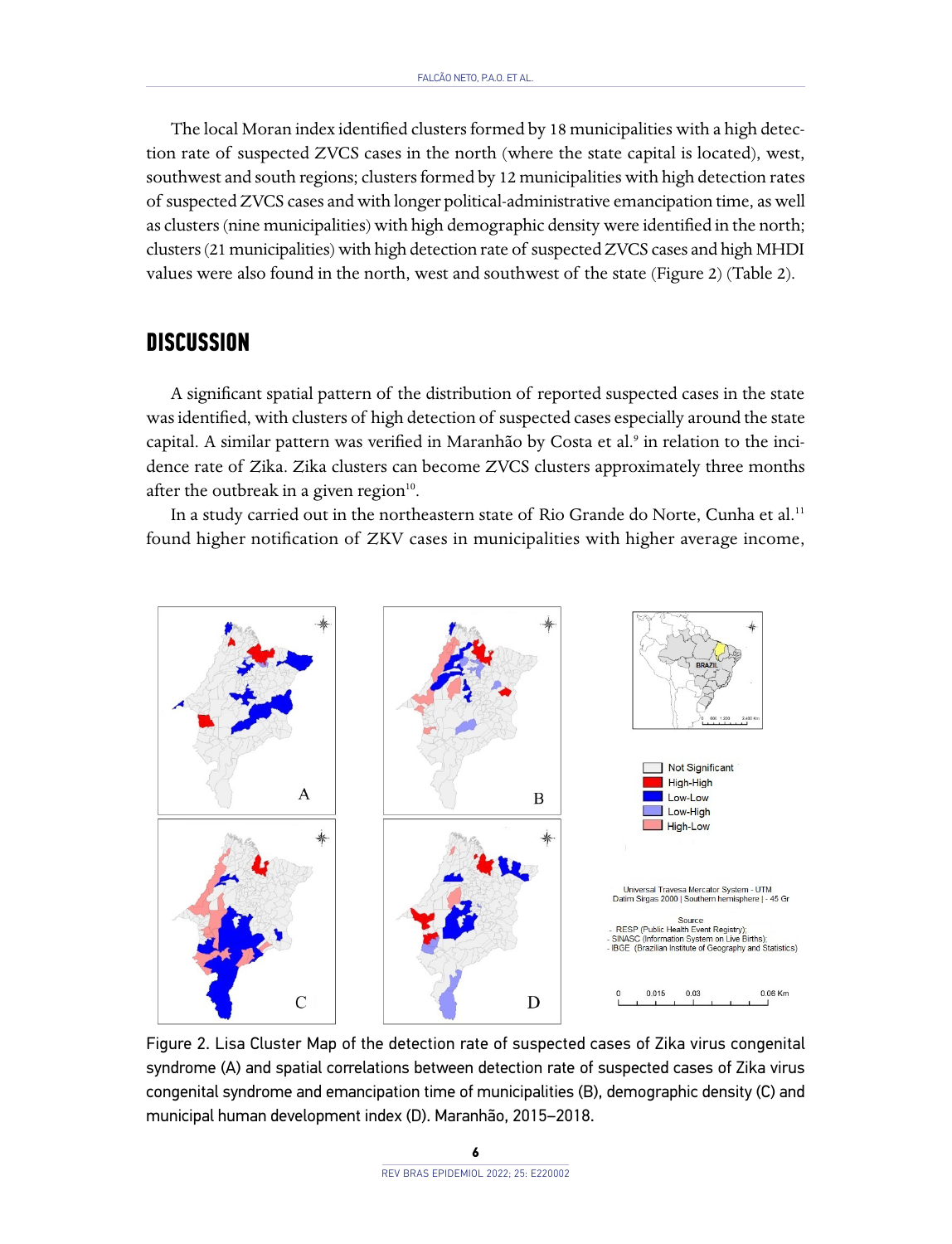The local Moran index identified clusters formed by 18 municipalities with a high detection rate of suspected ZVCS cases in the north (where the state capital is located), west, southwest and south regions; clusters formed by 12 municipalities with high detection rates of suspected ZVCS cases and with longer political-administrative emancipation time, as well as clusters (nine municipalities) with high demographic density were identified in the north; clusters (21 municipalities) with high detection rate of suspected ZVCS cases and high MHDI values were also found in the north, west and southwest of the state (Figure 2) (Table 2).

## DISCUSSION

A significant spatial pattern of the distribution of reported suspected cases in the state was identified, with clusters of high detection of suspected cases especially around the state capital. A similar pattern was verified in Maranhão by Costa et al.[9] in relation to the incidence rate of Zika. Zika clusters can become ZVCS clusters approximately three months after the outbreak in a given region[10].

In a study carried out in the northeastern state of Rio Grande do Norte, Cunha et al.[11] found higher notification of ZKV cases in municipalities with higher average income,

A
B
C
D
BRAZIL
Not Significant
High-High
Low-Low
Low-High
High-Low
Universal Travesa Mercator System - UTM
Datim Sirgas 2000 | Southern hemisphere | - 45 Gr
Source
- RESP (Public Health Event Registry);
- SINASC (Information System on Live Births);
- IBGE (Brazilian Institute of Geography and Statistics)
0 0.015 0.03 0.06 Km

Figure 2. Lisa Cluster Map of the detection rate of suspected cases of Zika virus congenital syndrome (A) and spatial correlations between detection rate of suspected cases of Zika virus congenital syndrome and emancipation time of municipalities (B), demographic density (C) and municipal human development index (D). Maranhão, 2015–2018.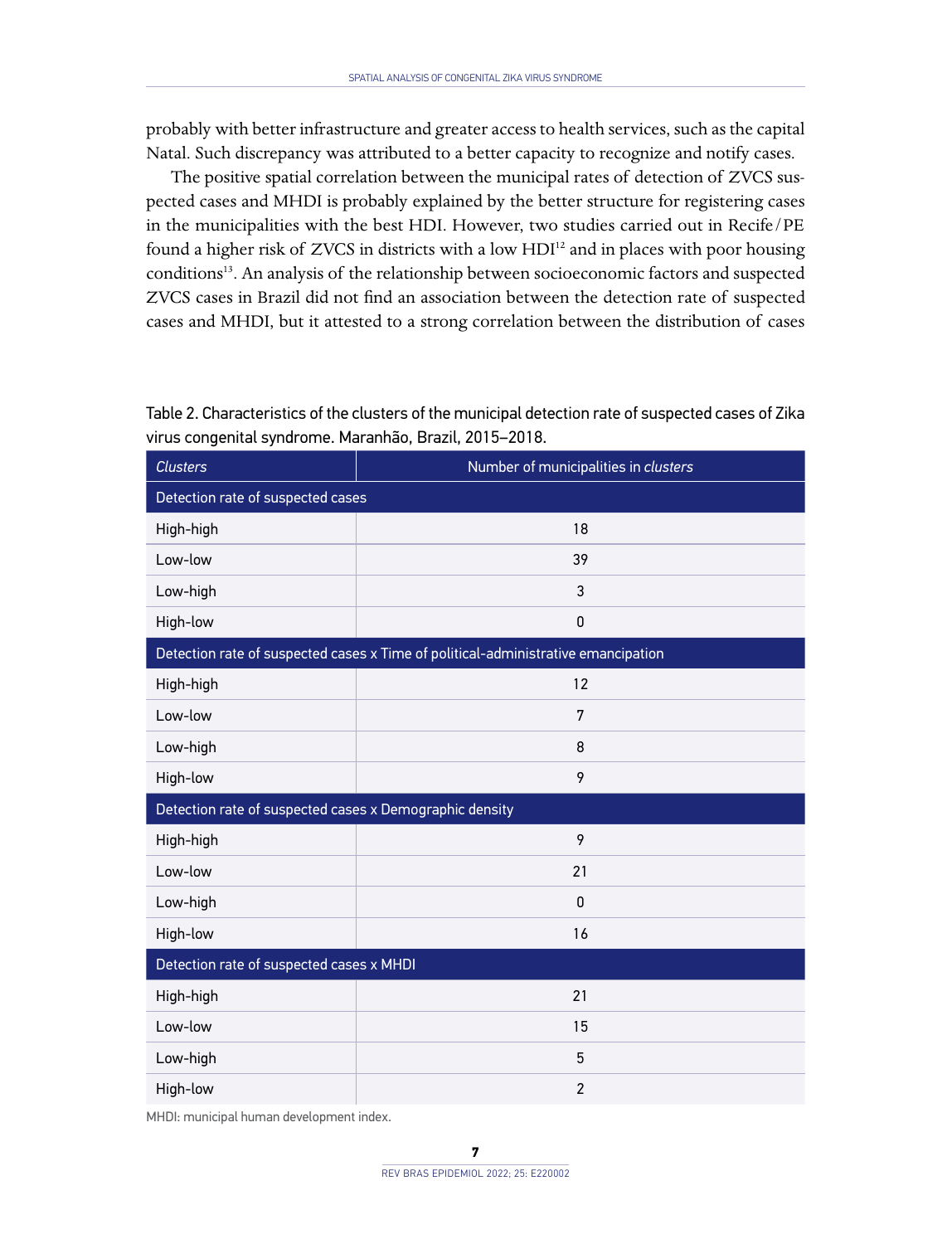probably with better infrastructure and greater access to health services, such as the capital Natal. Such discrepancy was attributed to a better capacity to recognize and notify cases.

The positive spatial correlation between the municipal rates of detection of ZVCS suspected cases and MHDI is probably explained by the better structure for registering cases in the municipalities with the best HDI. However, two studies carried out in Recife/PE found a higher risk of ZVCS in districts with a low HDI[12] and in places with poor housing conditions[13]. An analysis of the relationship between socioeconomic factors and suspected ZVCS cases in Brazil did not find an association between the detection rate of suspected cases and MHDI, but it attested to a strong correlation between the distribution of cases

Table 2. Characteristics of the clusters of the municipal detection rate of suspected cases of Zika virus congenital syndrome. Maranhão, Brazil, 2015–2018.

| *Clusters* | Number of municipalities in *clusters* |
|---|---|
| Detection rate of suspected cases | |
| High-high | 18 |
| Low-low | 39 |
| Low-high | 3 |
| High-low | 0 |
| Detection rate of suspected cases x Time of political-administrative emancipation | |
| High-high | 12 |
| Low-low | 7 |
| Low-high | 8 |
| High-low | 9 |
| Detection rate of suspected cases x Demographic density | |
| High-high | 9 |
| Low-low | 21 |
| Low-high | 0 |
| High-low | 16 |
| Detection rate of suspected cases x MHDI | |
| High-high | 21 |
| Low-low | 15 |
| Low-high | 5 |
| High-low | 2 |

MHDI: municipal human development index.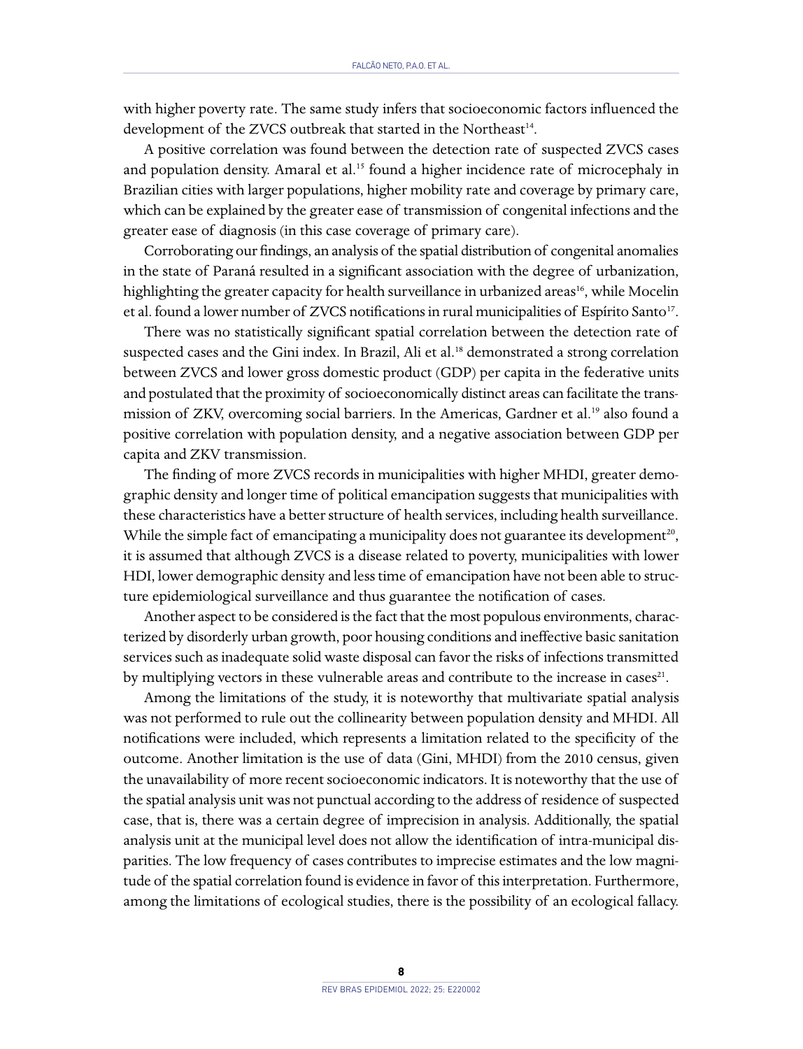with higher poverty rate. The same study infers that socioeconomic factors influenced the development of the ZVCS outbreak that started in the Northeast[14].

A positive correlation was found between the detection rate of suspected ZVCS cases and population density. Amaral et al.[15] found a higher incidence rate of microcephaly in Brazilian cities with larger populations, higher mobility rate and coverage by primary care, which can be explained by the greater ease of transmission of congenital infections and the greater ease of diagnosis (in this case coverage of primary care).

Corroborating our findings, an analysis of the spatial distribution of congenital anomalies in the state of Paraná resulted in a significant association with the degree of urbanization, highlighting the greater capacity for health surveillance in urbanized areas[16], while Mocelin et al. found a lower number of ZVCS notifications in rural municipalities of Espírito Santo[17].

There was no statistically significant spatial correlation between the detection rate of suspected cases and the Gini index. In Brazil, Ali et al.[18] demonstrated a strong correlation between ZVCS and lower gross domestic product (GDP) per capita in the federative units and postulated that the proximity of socioeconomically distinct areas can facilitate the transmission of ZKV, overcoming social barriers. In the Americas, Gardner et al.[19] also found a positive correlation with population density, and a negative association between GDP per capita and ZKV transmission.

The finding of more ZVCS records in municipalities with higher MHDI, greater demographic density and longer time of political emancipation suggests that municipalities with these characteristics have a better structure of health services, including health surveillance. While the simple fact of emancipating a municipality does not guarantee its development[20], it is assumed that although ZVCS is a disease related to poverty, municipalities with lower HDI, lower demographic density and less time of emancipation have not been able to structure epidemiological surveillance and thus guarantee the notification of cases.

Another aspect to be considered is the fact that the most populous environments, characterized by disorderly urban growth, poor housing conditions and ineffective basic sanitation services such as inadequate solid waste disposal can favor the risks of infections transmitted by multiplying vectors in these vulnerable areas and contribute to the increase in cases[21].

Among the limitations of the study, it is noteworthy that multivariate spatial analysis was not performed to rule out the collinearity between population density and MHDI. All notifications were included, which represents a limitation related to the specificity of the outcome. Another limitation is the use of data (Gini, MHDI) from the 2010 census, given the unavailability of more recent socioeconomic indicators. It is noteworthy that the use of the spatial analysis unit was not punctual according to the address of residence of suspected case, that is, there was a certain degree of imprecision in analysis. Additionally, the spatial analysis unit at the municipal level does not allow the identification of intra-municipal disparities. The low frequency of cases contributes to imprecise estimates and the low magnitude of the spatial correlation found is evidence in favor of this interpretation. Furthermore, among the limitations of ecological studies, there is the possibility of an ecological fallacy.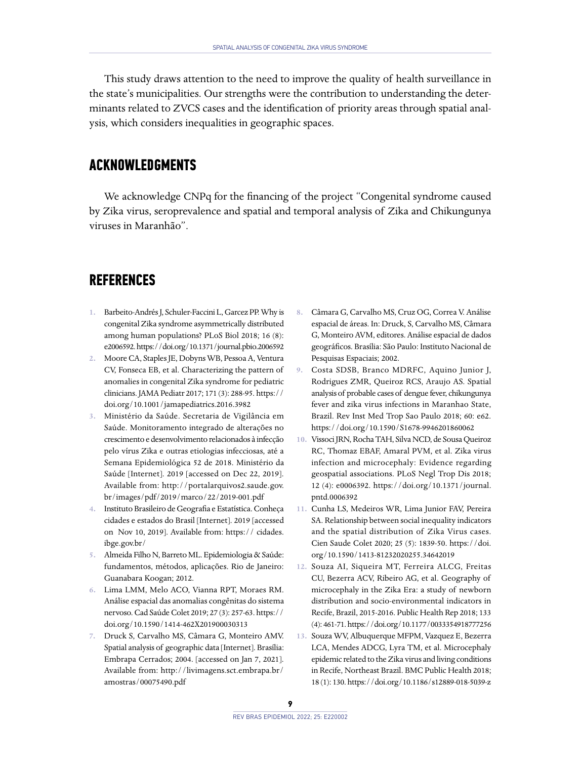This study draws attention to the need to improve the quality of health surveillance in the state's municipalities. Our strengths were the contribution to understanding the determinants related to ZVCS cases and the identification of priority areas through spatial analysis, which considers inequalities in geographic spaces.

## ACKNOWLEDGMENTS

We acknowledge CNPq for the financing of the project "Congenital syndrome caused by Zika virus, seroprevalence and spatial and temporal analysis of Zika and Chikungunya viruses in Maranhão".

## REFERENCES

1. Barbeito-Andrés J, Schuler-Faccini L, Garcez PP. Why is congenital Zika syndrome asymmetrically distributed among human populations? PLoS Biol 2018; 16 (8): e2006592. https://doi.org/10.1371/journal.pbio.2006592
2. Moore CA, Staples JE, Dobyns WB, Pessoa A, Ventura CV, Fonseca EB, et al. Characterizing the pattern of anomalies in congenital Zika syndrome for pediatric clinicians. JAMA Pediatr 2017; 171 (3): 288-95. https://doi.org/10.1001/jamapediatrics.2016.3982
3. Ministério da Saúde. Secretaria de Vigilância em Saúde. Monitoramento integrado de alterações no crescimento e desenvolvimento relacionados à infecção pelo vírus Zika e outras etiologias infecciosas, até a Semana Epidemiológica 52 de 2018. Ministério da Saúde [Internet]. 2019 [accessed on Dec 22, 2019]. Available from: http://portalarquivos2.saude.gov.br/images/pdf/2019/marco/22/2019-001.pdf
4. Instituto Brasileiro de Geografia e Estatística. Conheça cidades e estados do Brasil [Internet]. 2019 [accessed on Nov 10, 2019]. Available from: https:// cidades.ibge.gov.br/
5. Almeida Filho N, Barreto ML. Epidemiologia & Saúde: fundamentos, métodos, aplicações. Rio de Janeiro: Guanabara Koogan; 2012.
6. Lima LMM, Melo ACO, Vianna RPT, Moraes RM. Análise espacial das anomalias congênitas do sistema nervoso. Cad Saúde Colet 2019; 27 (3): 257-63. https://doi.org/10.1590/1414-462X201900030313
7. Druck S, Carvalho MS, Câmara G, Monteiro AMV. Spatial analysis of geographic data [Internet]. Brasília: Embrapa Cerrados; 2004. [accessed on Jan 7, 2021]. Available from: http://livimagens.sct.embrapa.br/amostras/00075490.pdf
8. Câmara G, Carvalho MS, Cruz OG, Correa V. Análise espacial de áreas. In: Druck, S, Carvalho MS, Câmara G, Monteiro AVM, editores. Análise espacial de dados geográficos. Brasília: São Paulo: Instituto Nacional de Pesquisas Espaciais; 2002.
9. Costa SDSB, Branco MDRFC, Aquino Junior J, Rodrigues ZMR, Queiroz RCS, Araujo AS. Spatial analysis of probable cases of dengue fever, chikungunya fever and zika virus infections in Maranhao State, Brazil. Rev Inst Med Trop Sao Paulo 2018; 60: e62. https://doi.org/10.1590/S1678-9946201860062
10. Vissoci JRN, Rocha TAH, Silva NCD, de Sousa Queiroz RC, Thomaz EBAF, Amaral PVM, et al. Zika virus infection and microcephaly: Evidence regarding geospatial associations. PLoS Negl Trop Dis 2018; 12 (4): e0006392. https://doi.org/10.1371/journal.pntd.0006392
11. Cunha LS, Medeiros WR, Lima Junior FAV, Pereira SA. Relationship between social inequality indicators and the spatial distribution of Zika Virus cases. Cien Saude Colet 2020; 25 (5): 1839-50. https://doi.org/10.1590/1413-81232020255.34642019
12. Souza AI, Siqueira MT, Ferreira ALCG, Freitas CU, Bezerra ACV, Ribeiro AG, et al. Geography of microcephaly in the Zika Era: a study of newborn distribution and socio-environmental indicators in Recife, Brazil, 2015-2016. Public Health Rep 2018; 133 (4): 461-71. https://doi.org/10.1177/0033354918777256
13. Souza WV, Albuquerque MFPM, Vazquez E, Bezerra LCA, Mendes ADCG, Lyra TM, et al. Microcephaly epidemic related to the Zika virus and living conditions in Recife, Northeast Brazil. BMC Public Health 2018; 18 (1): 130. https://doi.org/10.1186/s12889-018-5039-z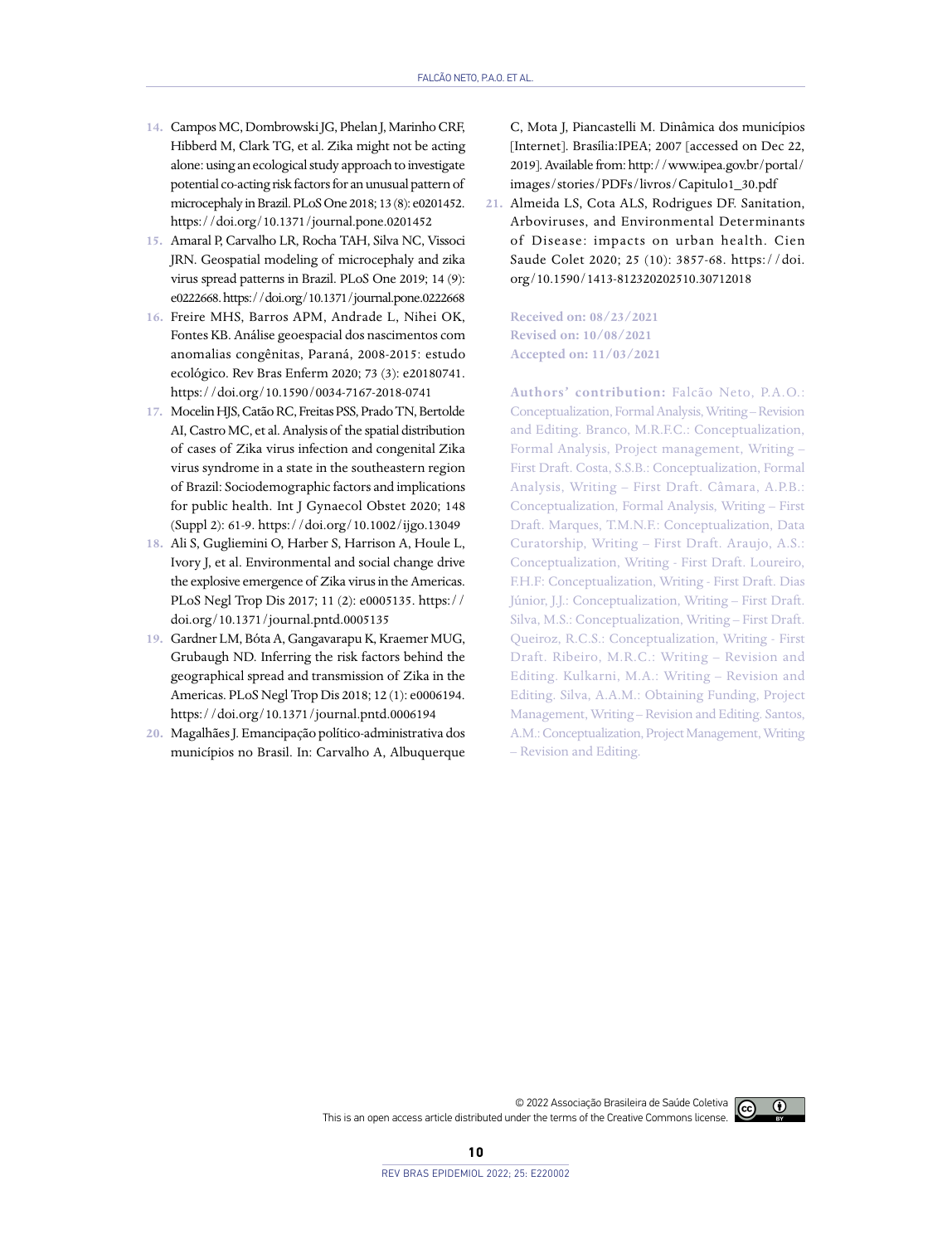14. Campos MC, Dombrowski JG, Phelan J, Marinho CRF, Hibberd M, Clark TG, et al. Zika might not be acting alone: using an ecological study approach to investigate potential co-acting risk factors for an unusual pattern of microcephaly in Brazil. PLoS One 2018; 13 (8): e0201452. https://doi.org/10.1371/journal.pone.0201452
15. Amaral P, Carvalho LR, Rocha TAH, Silva NC, Vissoci JRN. Geospatial modeling of microcephaly and zika virus spread patterns in Brazil. PLoS One 2019; 14 (9): e0222668. https://doi.org/10.1371/journal.pone.0222668
16. Freire MHS, Barros APM, Andrade L, Nihei OK, Fontes KB. Análise geoespacial dos nascimentos com anomalias congênitas, Paraná, 2008-2015: estudo ecológico. Rev Bras Enferm 2020; 73 (3): e20180741. https://doi.org/10.1590/0034-7167-2018-0741
17. Mocelin HJS, Catão RC, Freitas PSS, Prado TN, Bertolde AI, Castro MC, et al. Analysis of the spatial distribution of cases of Zika virus infection and congenital Zika virus syndrome in a state in the southeastern region of Brazil: Sociodemographic factors and implications for public health. Int J Gynaecol Obstet 2020; 148 (Suppl 2): 61-9. https://doi.org/10.1002/ijgo.13049
18. Ali S, Gugliemini O, Harber S, Harrison A, Houle L, Ivory J, et al. Environmental and social change drive the explosive emergence of Zika virus in the Americas. PLoS Negl Trop Dis 2017; 11 (2): e0005135. https://doi.org/10.1371/journal.pntd.0005135
19. Gardner LM, Bóta A, Gangavarapu K, Kraemer MUG, Grubaugh ND. Inferring the risk factors behind the geographical spread and transmission of Zika in the Americas. PLoS Negl Trop Dis 2018; 12 (1): e0006194. https://doi.org/10.1371/journal.pntd.0006194
20. Magalhães J. Emancipação político-administrativa dos municípios no Brasil. In: Carvalho A, Albuquerque C, Mota J, Piancastelli M. Dinâmica dos municípios [Internet]. Brasília:IPEA; 2007 [accessed on Dec 22, 2019]. Available from: http://www.ipea.gov.br/portal/images/stories/PDFs/livros/Capitulo1_30.pdf
21. Almeida LS, Cota ALS, Rodrigues DF. Sanitation, Arboviruses, and Environmental Determinants of Disease: impacts on urban health. Cien Saude Colet 2020; 25 (10): 3857-68. https://doi.org/10.1590/1413-812320202510.30712018

**Received on: 08/23/2021**
**Revised on: 10/08/2021**
**Accepted on: 11/03/2021**

**Authors' contribution:** Falcão Neto, P.A.O.: Conceptualization, Formal Analysis, Writing – Revision and Editing. Branco, M.R.F.C.: Conceptualization, Formal Analysis, Project management, Writing – First Draft. Costa, S.S.B.: Conceptualization, Formal Analysis, Writing – First Draft. Câmara, A.P.B.: Conceptualization, Formal Analysis, Writing – First Draft. Marques, T.M.N.F.: Conceptualization, Data Curatorship, Writing – First Draft. Araujo, A.S.: Conceptualization, Writing - First Draft. Loureiro, F.H.F: Conceptualization, Writing - First Draft. Dias Júnior, J.J.: Conceptualization, Writing – First Draft. Silva, M.S.: Conceptualization, Writing – First Draft. Queiroz, R.C.S.: Conceptualization, Writing - First Draft. Ribeiro, M.R.C.: Writing – Revision and Editing. Kulkarni, M.A.: Writing – Revision and Editing. Silva, A.A.M.: Obtaining Funding, Project Management, Writing – Revision and Editing. Santos, A.M.: Conceptualization, Project Management, Writing – Revision and Editing.

© 2022 Associação Brasileira de Saúde Coletiva
This is an open access article distributed under the terms of the Creative Commons license.